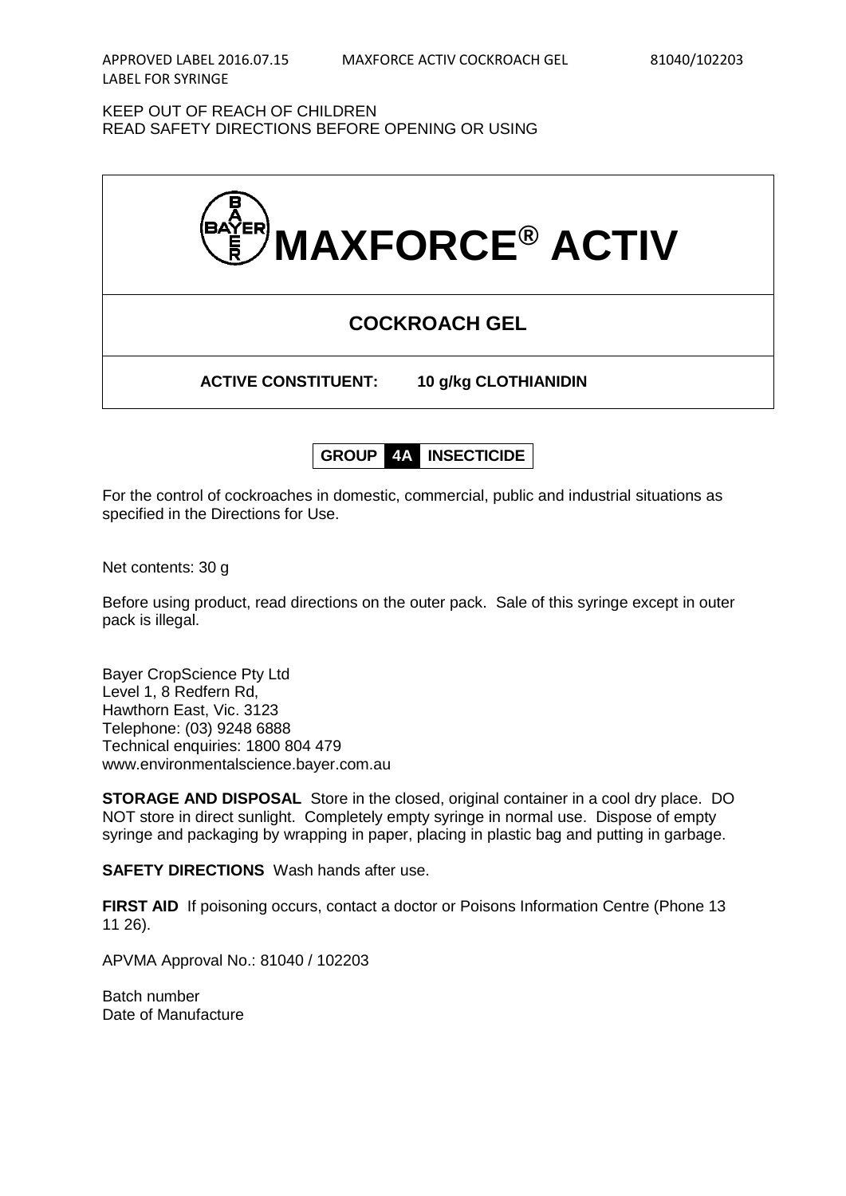APPROVED LABEL 2016.07.15 MAXFORCE ACTIV COCKROACH GEL 81040/102203
LABEL FOR SYRINGE

KEEP OUT OF REACH OF CHILDREN
READ SAFETY DIRECTIONS BEFORE OPENING OR USING

# MAXFORCE® ACTIV

## COCKROACH GEL

**ACTIVE CONSTITUENT: 10 g/kg CLOTHIANIDIN**

**GROUP 4A INSECTICIDE**

For the control of cockroaches in domestic, commercial, public and industrial situations as specified in the Directions for Use.

Net contents: 30 g

Before using product, read directions on the outer pack. Sale of this syringe except in outer pack is illegal.

Bayer CropScience Pty Ltd
Level 1, 8 Redfern Rd,
Hawthorn East, Vic. 3123
Telephone: (03) 9248 6888
Technical enquiries: 1800 804 479
www.environmentalscience.bayer.com.au

**STORAGE AND DISPOSAL** Store in the closed, original container in a cool dry place. DO NOT store in direct sunlight. Completely empty syringe in normal use. Dispose of empty syringe and packaging by wrapping in paper, placing in plastic bag and putting in garbage.

**SAFETY DIRECTIONS** Wash hands after use.

**FIRST AID** If poisoning occurs, contact a doctor or Poisons Information Centre (Phone 13 11 26).

APVMA Approval No.: 81040 / 102203

Batch number
Date of Manufacture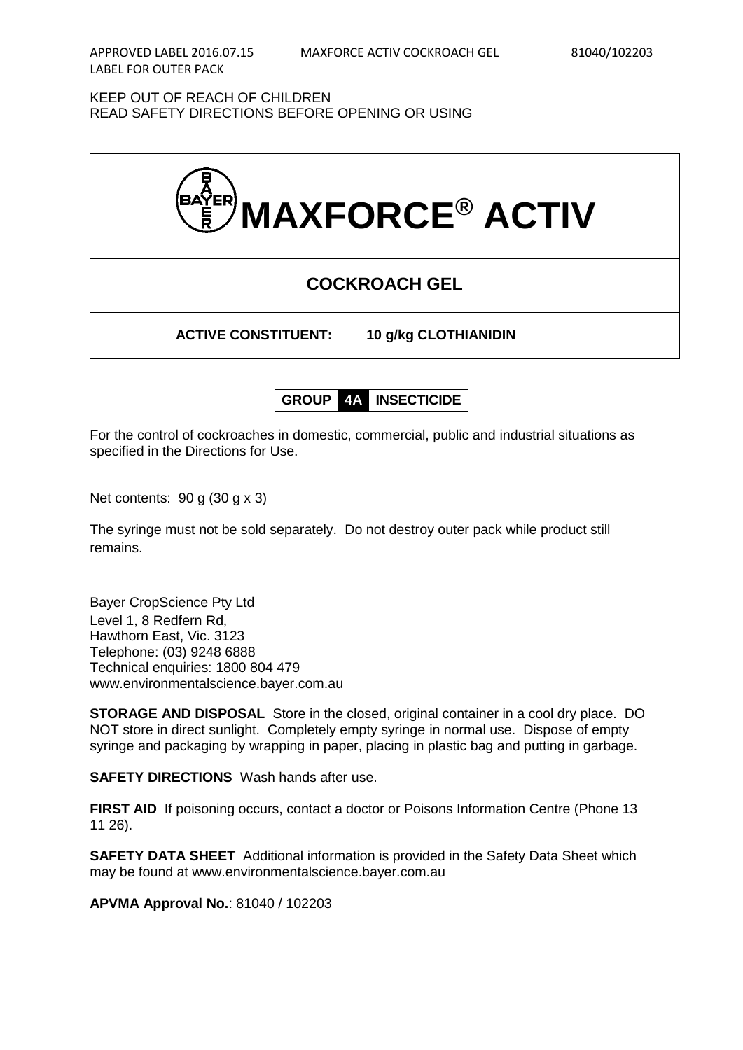APPROVED LABEL 2016.07.15 MAXFORCE ACTIV COCKROACH GEL 81040/102203
LABEL FOR OUTER PACK

KEEP OUT OF REACH OF CHILDREN
READ SAFETY DIRECTIONS BEFORE OPENING OR USING

# BAYER MAXFORCE® ACTIV

## COCKROACH GEL

**ACTIVE CONSTITUENT: 10 g/kg CLOTHIANIDIN**

**GROUP 4A INSECTICIDE**

For the control of cockroaches in domestic, commercial, public and industrial situations as specified in the Directions for Use.

Net contents: 90 g (30 g x 3)

The syringe must not be sold separately. Do not destroy outer pack while product still remains.

Bayer CropScience Pty Ltd
Level 1, 8 Redfern Rd,
Hawthorn East, Vic. 3123
Telephone: (03) 9248 6888
Technical enquiries: 1800 804 479
www.environmentalscience.bayer.com.au

**STORAGE AND DISPOSAL** Store in the closed, original container in a cool dry place. DO NOT store in direct sunlight. Completely empty syringe in normal use. Dispose of empty syringe and packaging by wrapping in paper, placing in plastic bag and putting in garbage.

**SAFETY DIRECTIONS** Wash hands after use.

**FIRST AID** If poisoning occurs, contact a doctor or Poisons Information Centre (Phone 13 11 26).

**SAFETY DATA SHEET** Additional information is provided in the Safety Data Sheet which may be found at www.environmentalscience.bayer.com.au

**APVMA Approval No.**: 81040 / 102203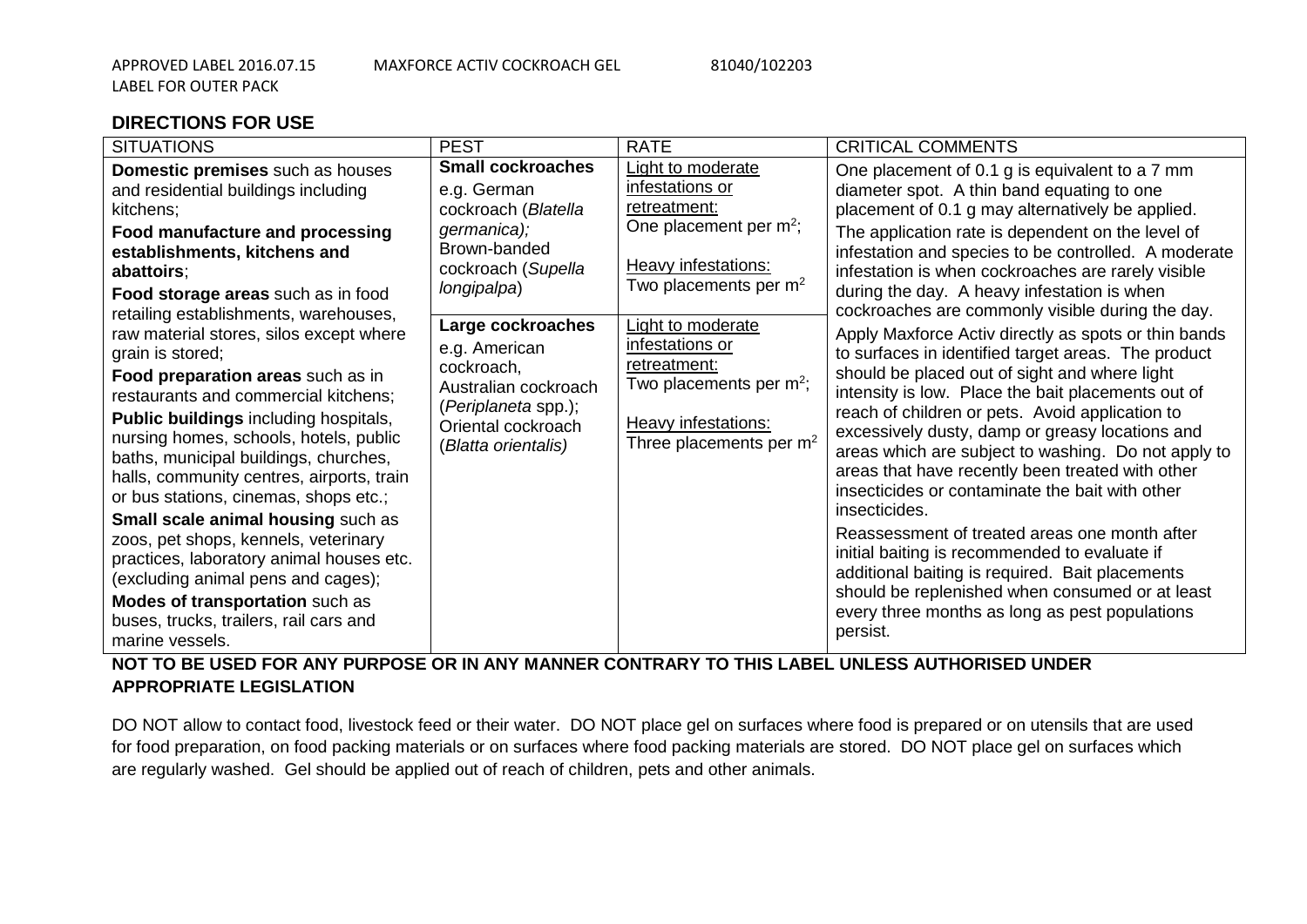APPROVED LABEL 2016.07.15 MAXFORCE ACTIV COCKROACH GEL 81040/102203
LABEL FOR OUTER PACK

## DIRECTIONS FOR USE

| SITUATIONS | PEST | RATE | CRITICAL COMMENTS |
|---|---|---|---|
| **Domestic premises** such as houses and residential buildings including kitchens;<br>**Food manufacture and processing establishments, kitchens and abattoirs**;<br>**Food storage areas** such as in food retailing establishments, warehouses, raw material stores, silos except where grain is stored;<br>**Food preparation areas** such as in restaurants and commercial kitchens;<br>**Public buildings** including hospitals, nursing homes, schools, hotels, public baths, municipal buildings, churches, halls, community centres, airports, train or bus stations, cinemas, shops etc.;<br>**Small scale animal housing** such as zoos, pet shops, kennels, veterinary practices, laboratory animal houses etc. (excluding animal pens and cages);<br>**Modes of transportation** such as buses, trucks, trailers, rail cars and marine vessels. | **Small cockroaches** e.g. German cockroach (*Blatella germanica);* Brown-banded cockroach (*Supella longipalpa*)<br><br>**Large cockroaches** e.g. American cockroach, Australian cockroach (*Periplaneta* spp.); Oriental cockroach (*Blatta orientalis)* | Light to moderate infestations or retreatment: One placement per $m^2$;<br>Heavy infestations: Two placements per $m^2$<br><br>Light to moderate infestations or retreatment: Two placements per $m^2$;<br>Heavy infestations: Three placements per $m^2$ | One placement of 0.1 g is equivalent to a 7 mm diameter spot. A thin band equating to one placement of 0.1 g may alternatively be applied.<br>The application rate is dependent on the level of infestation and species to be controlled. A moderate infestation is when cockroaches are rarely visible during the day. A heavy infestation is when cockroaches are commonly visible during the day.<br>Apply Maxforce Activ directly as spots or thin bands to surfaces in identified target areas. The product should be placed out of sight and where light intensity is low. Place the bait placements out of reach of children or pets. Avoid application to excessively dusty, damp or greasy locations and areas which are subject to washing. Do not apply to areas that have recently been treated with other insecticides or contaminate the bait with other insecticides.<br>Reassessment of treated areas one month after initial baiting is recommended to evaluate if additional baiting is required. Bait placements should be replenished when consumed or at least every three months as long as pest populations persist. |

**NOT TO BE USED FOR ANY PURPOSE OR IN ANY MANNER CONTRARY TO THIS LABEL UNLESS AUTHORISED UNDER APPROPRIATE LEGISLATION**

DO NOT allow to contact food, livestock feed or their water. DO NOT place gel on surfaces where food is prepared or on utensils that are used for food preparation, on food packing materials or on surfaces where food packing materials are stored. DO NOT place gel on surfaces which are regularly washed. Gel should be applied out of reach of children, pets and other animals.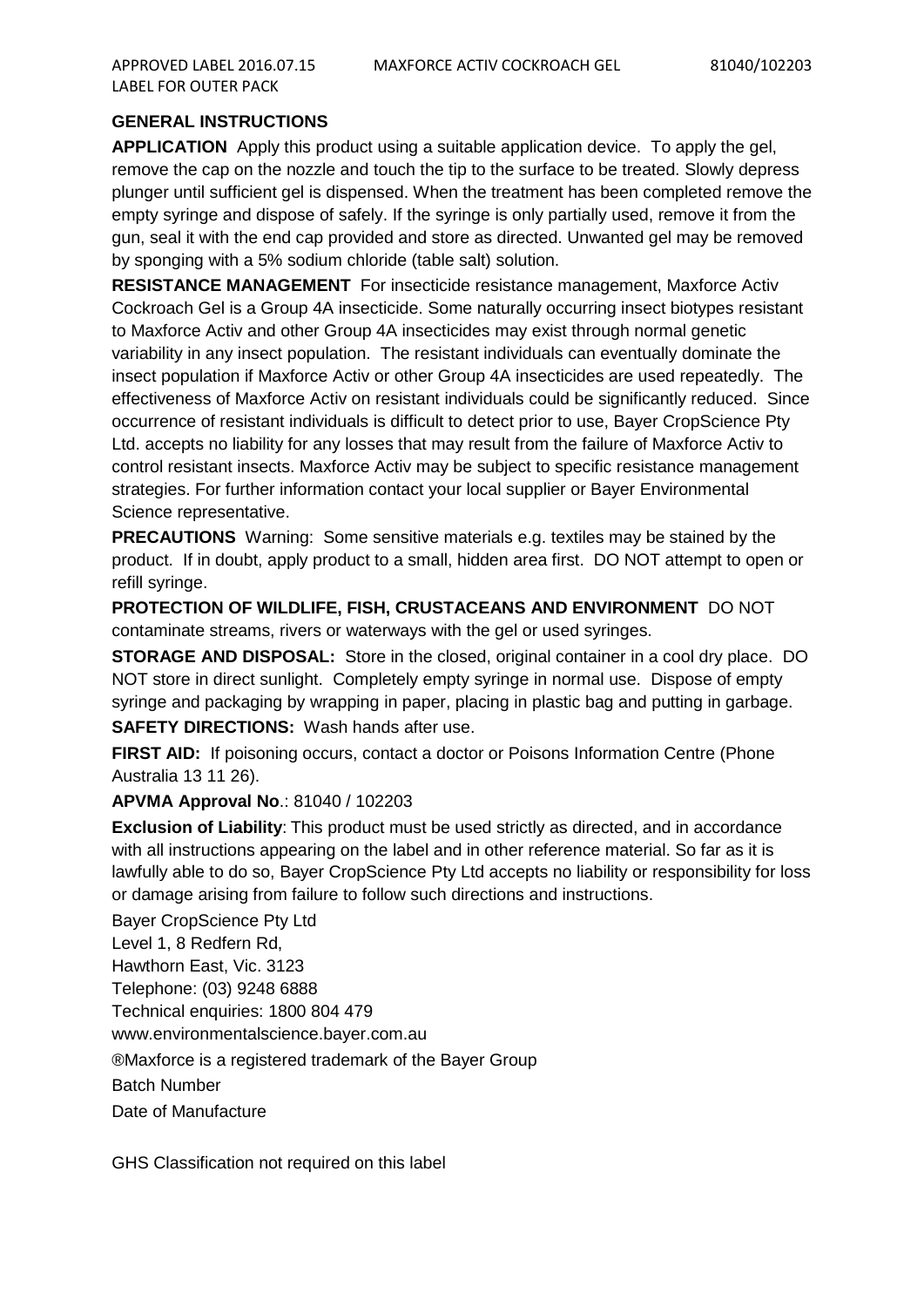APPROVED LABEL 2016.07.15 MAXFORCE ACTIV COCKROACH GEL 81040/102203
LABEL FOR OUTER PACK

## GENERAL INSTRUCTIONS

**APPLICATION** Apply this product using a suitable application device. To apply the gel, remove the cap on the nozzle and touch the tip to the surface to be treated. Slowly depress plunger until sufficient gel is dispensed. When the treatment has been completed remove the empty syringe and dispose of safely. If the syringe is only partially used, remove it from the gun, seal it with the end cap provided and store as directed. Unwanted gel may be removed by sponging with a 5% sodium chloride (table salt) solution.

**RESISTANCE MANAGEMENT** For insecticide resistance management, Maxforce Activ Cockroach Gel is a Group 4A insecticide. Some naturally occurring insect biotypes resistant to Maxforce Activ and other Group 4A insecticides may exist through normal genetic variability in any insect population. The resistant individuals can eventually dominate the insect population if Maxforce Activ or other Group 4A insecticides are used repeatedly. The effectiveness of Maxforce Activ on resistant individuals could be significantly reduced. Since occurrence of resistant individuals is difficult to detect prior to use, Bayer CropScience Pty Ltd. accepts no liability for any losses that may result from the failure of Maxforce Activ to control resistant insects. Maxforce Activ may be subject to specific resistance management strategies. For further information contact your local supplier or Bayer Environmental Science representative.

**PRECAUTIONS** Warning: Some sensitive materials e.g. textiles may be stained by the product. If in doubt, apply product to a small, hidden area first. DO NOT attempt to open or refill syringe.

**PROTECTION OF WILDLIFE, FISH, CRUSTACEANS AND ENVIRONMENT** DO NOT contaminate streams, rivers or waterways with the gel or used syringes.

**STORAGE AND DISPOSAL:** Store in the closed, original container in a cool dry place. DO NOT store in direct sunlight. Completely empty syringe in normal use. Dispose of empty syringe and packaging by wrapping in paper, placing in plastic bag and putting in garbage.

**SAFETY DIRECTIONS:** Wash hands after use.

**FIRST AID:** If poisoning occurs, contact a doctor or Poisons Information Centre (Phone Australia 13 11 26).

**APVMA Approval No**.: 81040 / 102203

**Exclusion of Liability**: This product must be used strictly as directed, and in accordance with all instructions appearing on the label and in other reference material. So far as it is lawfully able to do so, Bayer CropScience Pty Ltd accepts no liability or responsibility for loss or damage arising from failure to follow such directions and instructions.

Bayer CropScience Pty Ltd
Level 1, 8 Redfern Rd,
Hawthorn East, Vic. 3123
Telephone: (03) 9248 6888
Technical enquiries: 1800 804 479
www.environmentalscience.bayer.com.au

®Maxforce is a registered trademark of the Bayer Group

Batch Number

Date of Manufacture

GHS Classification not required on this label